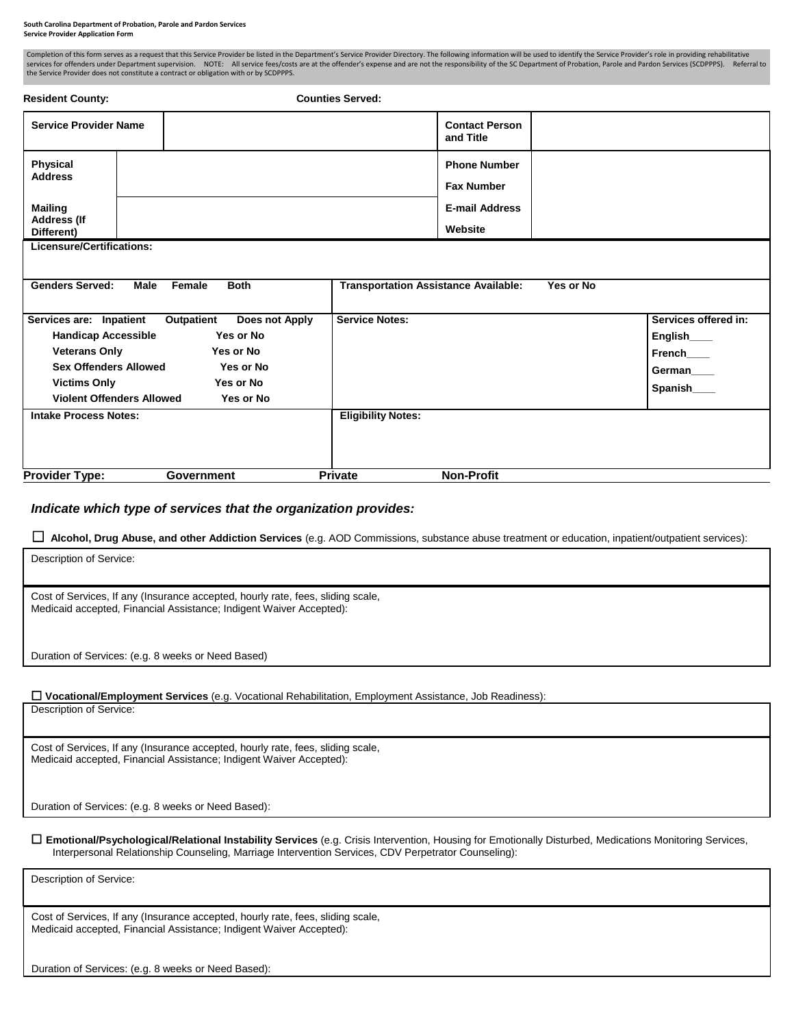**South Carolina Department of Probation, Parole and Pardon Services**
**Service Provider Application Form**

Completion of this form serves as a request that this Service Provider be listed in the Department's Service Provider Directory. The following information will be used to identify the Service Provider's role in providing rehabilitative services for offenders under Department supervision. NOTE: All service fees/costs are at the offender's expense and are not the responsibility of the SC Department of Probation, Parole and Pardon Services (SCDPPPS). Referral to the Service Provider does not constitute a contract or obligation with or by SCDPPPS.

**Resident County:** **Counties Served:**

| **Service Provider Name** | | **Contact Person and Title** | |
|---|---|---|---|
| **Physical Address** | | **Phone Number** | |
| | | **Fax Number** | |
| **Mailing Address (If Different)** | | **E-mail Address** | |
| | | **Website** | |

**Licensure/Certifications:**

| **Genders Served: Male Female Both** | **Transportation Assistance Available: Yes or No** | |
|---|---|---|
| **Services are: Inpatient Outpatient Does not Apply**<br>**Handicap Accessible Yes or No**<br>**Veterans Only Yes or No**<br>**Sex Offenders Allowed Yes or No**<br>**Victims Only Yes or No**<br>**Violent Offenders Allowed Yes or No** | **Service Notes:** | **Services offered in:**<br>**English____**<br>**French____**<br>**German____**<br>**Spanish____** |
| **Intake Process Notes:** | **Eligibility Notes:** | |

**Provider Type: Government Private Non-Profit**

***Indicate which type of services that the organization provides:***

☐ **Alcohol, Drug Abuse, and other Addiction Services** (e.g. AOD Commissions, substance abuse treatment or education, inpatient/outpatient services):

| Description of Service: |
|---|
| Cost of Services, If any (Insurance accepted, hourly rate, fees, sliding scale, Medicaid accepted, Financial Assistance; Indigent Waiver Accepted):<br><br>Duration of Services: (e.g. 8 weeks or Need Based) |

☐ **Vocational/Employment Services** (e.g. Vocational Rehabilitation, Employment Assistance, Job Readiness):

| Description of Service: |
|---|
| Cost of Services, If any (Insurance accepted, hourly rate, fees, sliding scale, Medicaid accepted, Financial Assistance; Indigent Waiver Accepted):<br><br>Duration of Services: (e.g. 8 weeks or Need Based): |

☐ **Emotional/Psychological/Relational Instability Services** (e.g. Crisis Intervention, Housing for Emotionally Disturbed, Medications Monitoring Services, Interpersonal Relationship Counseling, Marriage Intervention Services, CDV Perpetrator Counseling):

| Description of Service: |
|---|
| Cost of Services, If any (Insurance accepted, hourly rate, fees, sliding scale, Medicaid accepted, Financial Assistance; Indigent Waiver Accepted):<br><br>Duration of Services: (e.g. 8 weeks or Need Based): |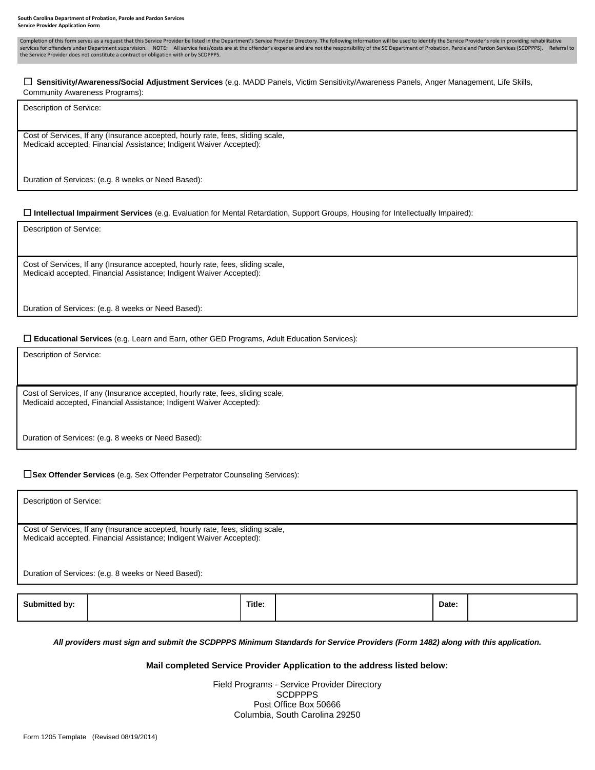**South Carolina Department of Probation, Parole and Pardon Services**
**Service Provider Application Form**

Completion of this form serves as a request that this Service Provider be listed in the Department's Service Provider Directory. The following information will be used to identify the Service Provider's role in providing rehabilitative services for offenders under Department supervision. NOTE: All service fees/costs are at the offender's expense and are not the responsibility of the SC Department of Probation, Parole and Pardon Services (SCDPPPS). Referral to the Service Provider does not constitute a contract or obligation with or by SCDPPPS.

☐ **Sensitivity/Awareness/Social Adjustment Services** (e.g. MADD Panels, Victim Sensitivity/Awareness Panels, Anger Management, Life Skills, Community Awareness Programs):

| |
|---|
| Description of Service: |
| Cost of Services, If any (Insurance accepted, hourly rate, fees, sliding scale, Medicaid accepted, Financial Assistance; Indigent Waiver Accepted): |
| Duration of Services: (e.g. 8 weeks or Need Based): |

☐ **Intellectual Impairment Services** (e.g. Evaluation for Mental Retardation, Support Groups, Housing for Intellectually Impaired):

| |
|---|
| Description of Service: |
| Cost of Services, If any (Insurance accepted, hourly rate, fees, sliding scale, Medicaid accepted, Financial Assistance; Indigent Waiver Accepted): |
| Duration of Services: (e.g. 8 weeks or Need Based): |

☐ **Educational Services** (e.g. Learn and Earn, other GED Programs, Adult Education Services):

| |
|---|
| Description of Service: |
| Cost of Services, If any (Insurance accepted, hourly rate, fees, sliding scale, Medicaid accepted, Financial Assistance; Indigent Waiver Accepted): |
| Duration of Services: (e.g. 8 weeks or Need Based): |

☐ **Sex Offender Services** (e.g. Sex Offender Perpetrator Counseling Services):

| |
|---|
| Description of Service: |
| Cost of Services, If any (Insurance accepted, hourly rate, fees, sliding scale, Medicaid accepted, Financial Assistance; Indigent Waiver Accepted): |
| Duration of Services: (e.g. 8 weeks or Need Based): |

| | | | | | |
|---|---|---|---|---|---|
| **Submitted by:** | | **Title:** | | **Date:** | |

***All providers must sign and submit the SCDPPPS Minimum Standards for Service Providers (Form 1482) along with this application.***

**Mail completed Service Provider Application to the address listed below:**

Field Programs - Service Provider Directory
SCDPPPS
Post Office Box 50666
Columbia, South Carolina 29250

Form 1205 Template (Revised 08/19/2014)